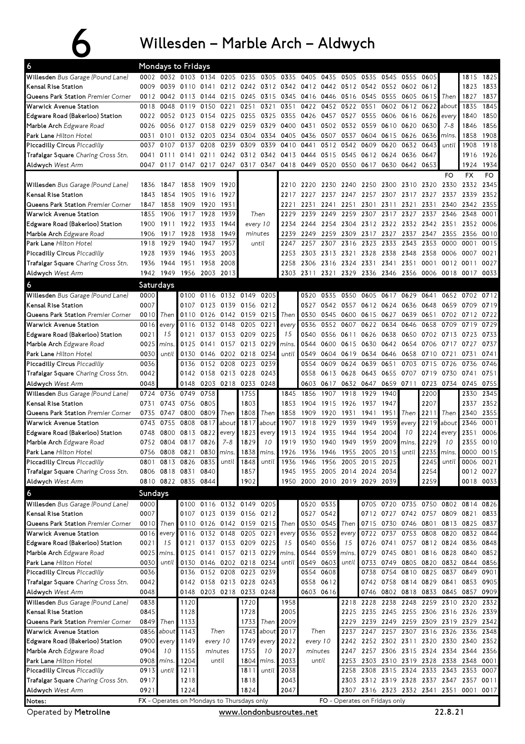# 6 Willesden – Marble Arch – Aldwych

## Mondays to Fridays

| 6 | | | | | | | | | | | | | | | | | | | |
|---|---|---|---|---|---|---|---|---|---|---|---|---|---|---|---|---|---|---|---|
| Willesden Bus Garage (Pound Lane) | 0002 | 0032 | 0103 | 0134 | 0205 | 0235 | 0305 | 0335 | 0405 | 0435 | 0505 | 0535 | 0545 | 0555 | 0605 | | 1815 | 1825 |
| Kensal Rise Station | 0009 | 0039 | 0110 | 0141 | 0212 | 0242 | 0312 | 0342 | 0412 | 0442 | 0512 | 0542 | 0552 | 0602 | 0612 | | 1823 | 1833 |
| Queens Park Station Premier Corner | 0012 | 0042 | 0113 | 0144 | 0215 | 0245 | 0315 | 0345 | 0416 | 0446 | 0516 | 0545 | 0555 | 0605 | 0615 | Then | 1827 | 1837 |
| Warwick Avenue Station | 0018 | 0048 | 0119 | 0150 | 0221 | 0251 | 0321 | 0351 | 0422 | 0452 | 0522 | 0551 | 0602 | 0612 | 0622 | about | 1835 | 1845 |
| Edgware Road (Bakerloo) Station | 0022 | 0052 | 0123 | 0154 | 0225 | 0255 | 0325 | 0355 | 0426 | 0457 | 0527 | 0555 | 0606 | 0616 | 0626 | every | 1840 | 1850 |
| Marble Arch Edgware Road | 0026 | 0056 | 0127 | 0158 | 0229 | 0259 | 0329 | 0400 | 0431 | 0502 | 0532 | 0559 | 0610 | 0620 | 0630 | 7-8 | 1846 | 1856 |
| Park Lane Hilton Hotel | 0031 | 0101 | 0132 | 0203 | 0234 | 0304 | 0334 | 0405 | 0436 | 0507 | 0537 | 0604 | 0615 | 0626 | 0636 | mins. | 1858 | 1908 |
| Piccadilly Circus Piccadilly | 0037 | 0107 | 0137 | 0208 | 0239 | 0309 | 0339 | 0410 | 0441 | 0512 | 0542 | 0609 | 0620 | 0632 | 0643 | until | 1908 | 1918 |
| Trafalgar Square Charing Cross Stn. | 0041 | 0111 | 0141 | 0211 | 0242 | 0312 | 0342 | 0413 | 0444 | 0515 | 0545 | 0612 | 0624 | 0636 | 0647 | | 1916 | 1926 |
| Aldwych West Arm | 0047 | 0117 | 0147 | 0217 | 0247 | 0317 | 0347 | 0418 | 0449 | 0520 | 0550 | 0617 | 0630 | 0642 | 0653 | | 1924 | 1934 |

| | | | | | | | | | | | | | | | | FO | FX | FO |
|---|---|---|---|---|---|---|---|---|---|---|---|---|---|---|---|---|---|---|
| Willesden Bus Garage (Pound Lane) | 1836 | 1847 | 1858 | 1909 | 1920 | | 2210 | 2220 | 2230 | 2240 | 2250 | 2300 | 2310 | 2320 | 2330 | 2332 | 2345 |
| Kensal Rise Station | 1843 | 1854 | 1905 | 1916 | 1927 | | 2217 | 2227 | 2237 | 2247 | 2257 | 2307 | 2317 | 2327 | 2337 | 2339 | 2352 |
| Queens Park Station Premier Corner | 1847 | 1858 | 1909 | 1920 | 1931 | | 2221 | 2231 | 2241 | 2251 | 2301 | 2311 | 2321 | 2331 | 2340 | 2342 | 2355 |
| Warwick Avenue Station | 1855 | 1906 | 1917 | 1928 | 1939 | Then | 2229 | 2239 | 2249 | 2259 | 2307 | 2317 | 2327 | 2337 | 2346 | 2348 | 0001 |
| Edgware Road (Bakerloo) Station | 1900 | 1911 | 1922 | 1933 | 1944 | every 10 | 2234 | 2244 | 2254 | 2304 | 2312 | 2322 | 2332 | 2342 | 2351 | 2352 | 0006 |
| Marble Arch Edgware Road | 1906 | 1917 | 1928 | 1938 | 1949 | minutes | 2239 | 2249 | 2259 | 2309 | 2317 | 2327 | 2337 | 2347 | 2355 | 2356 | 0010 |
| Park Lane Hilton Hotel | 1918 | 1929 | 1940 | 1947 | 1957 | until | 2247 | 2257 | 2307 | 2316 | 2323 | 2333 | 2343 | 2353 | 0000 | 0001 | 0015 |
| Piccadilly Circus Piccadilly | 1928 | 1939 | 1946 | 1953 | 2003 | | 2253 | 2303 | 2313 | 2321 | 2328 | 2338 | 2348 | 2358 | 0006 | 0007 | 0021 |
| Trafalgar Square Charing Cross Stn. | 1936 | 1944 | 1951 | 1958 | 2008 | | 2258 | 2306 | 2316 | 2324 | 2331 | 2341 | 2351 | 0001 | 0012 | 0011 | 0027 |
| Aldwych West Arm | 1942 | 1949 | 1956 | 2003 | 2013 | | 2303 | 2311 | 2321 | 2329 | 2336 | 2346 | 2356 | 0006 | 0018 | 0017 | 0033 |

## Saturdays

| 6 | | | | | | | | | | | | | | | | | | | | | |
|---|---|---|---|---|---|---|---|---|---|---|---|---|---|---|---|---|---|---|---|---|---|
| Willesden Bus Garage (Pound Lane) | 0000 | | 0100 | 0116 | 0132 | 0149 | 0205 | | 0520 | 0535 | 0550 | 0605 | 0617 | 0629 | 0641 | 0652 | 0702 | 0712 |
| Kensal Rise Station | 0007 | | 0107 | 0123 | 0139 | 0156 | 0212 | | 0527 | 0542 | 0557 | 0612 | 0624 | 0636 | 0648 | 0659 | 0709 | 0719 |
| Queens Park Station Premier Corner | 0010 | Then | 0110 | 0126 | 0142 | 0159 | 0215 | Then | 0530 | 0545 | 0600 | 0615 | 0627 | 0639 | 0651 | 0702 | 0712 | 0722 |
| Warwick Avenue Station | 0016 | every | 0116 | 0132 | 0148 | 0205 | 0221 | every | 0536 | 0552 | 0607 | 0622 | 0634 | 0646 | 0658 | 0709 | 0719 | 0729 |
| Edgware Road (Bakerloo) Station | 0021 | 15 | 0121 | 0137 | 0153 | 0209 | 0225 | 15 | 0540 | 0556 | 0611 | 0626 | 0638 | 0650 | 0702 | 0713 | 0723 | 0733 |
| Marble Arch Edgware Road | 0025 | mins. | 0125 | 0141 | 0157 | 0213 | 0229 | mins. | 0544 | 0600 | 0615 | 0630 | 0642 | 0654 | 0706 | 0717 | 0727 | 0737 |
| Park Lane Hilton Hotel | 0030 | until | 0130 | 0146 | 0202 | 0218 | 0234 | until | 0549 | 0604 | 0619 | 0634 | 0646 | 0658 | 0710 | 0721 | 0731 | 0741 |
| Piccadilly Circus Piccadilly | 0036 | | 0136 | 0152 | 0208 | 0223 | 0239 | | 0554 | 0609 | 0624 | 0639 | 0651 | 0703 | 0715 | 0726 | 0736 | 0746 |
| Trafalgar Square Charing Cross Stn. | 0042 | | 0142 | 0158 | 0213 | 0228 | 0243 | | 0558 | 0613 | 0628 | 0643 | 0655 | 0707 | 0719 | 0730 | 0741 | 0751 |
| Aldwych West Arm | 0048 | | 0148 | 0203 | 0218 | 0233 | 0248 | | 0603 | 0617 | 0632 | 0647 | 0659 | 0711 | 0723 | 0734 | 0745 | 0755 |

| | | | | | | | | | | | | | | | | | | | | |
|---|---|---|---|---|---|---|---|---|---|---|---|---|---|---|---|---|---|---|---|---|
| Willesden Bus Garage (Pound Lane) | 0724 | 0736 | 0749 | 0758 | | 1755 | | 1845 | 1856 | 1907 | 1918 | 1929 | 1940 | | 2200 | | 2330 | 2345 |
| Kensal Rise Station | 0731 | 0743 | 0756 | 0805 | | 1803 | | 1853 | 1904 | 1915 | 1926 | 1937 | 1947 | | 2207 | | 2337 | 2352 |
| Queens Park Station Premier Corner | 0735 | 0747 | 0800 | 0809 | Then | 1808 | Then | 1858 | 1909 | 1920 | 1931 | 1941 | 1951 | Then | 2211 | Then | 2340 | 2355 |
| Warwick Avenue Station | 0743 | 0755 | 0808 | 0817 | about | 1817 | about | 1907 | 1918 | 1929 | 1939 | 1949 | 1959 | every | 2219 | about | 2346 | 0001 |
| Edgware Road (Bakerloo) Station | 0748 | 0800 | 0813 | 0822 | every | 1823 | every | 1913 | 1924 | 1935 | 1944 | 1954 | 2004 | 10 | 2224 | every | 2351 | 0006 |
| Marble Arch Edgware Road | 0752 | 0804 | 0817 | 0826 | 7-8 | 1829 | 10 | 1919 | 1930 | 1940 | 1949 | 1959 | 2009 | mins. | 2229 | 10 | 2355 | 0010 |
| Park Lane Hilton Hotel | 0756 | 0808 | 0821 | 0830 | mins. | 1838 | mins. | 1926 | 1936 | 1946 | 1955 | 2005 | 2015 | until | 2235 | mins. | 0000 | 0015 |
| Piccadilly Circus Piccadilly | 0801 | 0813 | 0826 | 0835 | until | 1848 | until | 1936 | 1946 | 1956 | 2005 | 2015 | 2025 | | 2245 | until | 0006 | 0021 |
| Trafalgar Square Charing Cross Stn. | 0806 | 0818 | 0831 | 0840 | | 1857 | | 1945 | 1955 | 2005 | 2014 | 2024 | 2034 | | 2254 | | 0012 | 0027 |
| Aldwych West Arm | 0810 | 0822 | 0835 | 0844 | | 1902 | | 1950 | 2000 | 2010 | 2019 | 2029 | 2039 | | 2259 | | 0018 | 0033 |

## Sundays

| 6 | | | | | | | | | | | | | | | | | | | |
|---|---|---|---|---|---|---|---|---|---|---|---|---|---|---|---|---|---|---|---|
| Willesden Bus Garage (Pound Lane) | 0000 | | 0100 | 0116 | 0132 | 0149 | 0205 | | 0520 | 0535 | | 0705 | 0720 | 0735 | 0750 | 0802 | 0814 | 0826 |
| Kensal Rise Station | 0007 | | 0107 | 0123 | 0139 | 0156 | 0212 | | 0527 | 0542 | | 0712 | 0727 | 0742 | 0757 | 0809 | 0821 | 0833 |
| Queens Park Station Premier Corner | 0010 | Then | 0110 | 0126 | 0142 | 0159 | 0215 | Then | 0530 | 0545 | Then | 0715 | 0730 | 0746 | 0801 | 0813 | 0825 | 0837 |
| Warwick Avenue Station | 0016 | every | 0116 | 0132 | 0148 | 0205 | 0221 | every | 0536 | 0552 | every | 0722 | 0737 | 0753 | 0808 | 0820 | 0832 | 0844 |
| Edgware Road (Bakerloo) Station | 0021 | 15 | 0121 | 0137 | 0153 | 0209 | 0225 | 15 | 0540 | 0556 | 15 | 0726 | 0741 | 0757 | 0812 | 0824 | 0836 | 0848 |
| Marble Arch Edgware Road | 0025 | mins. | 0125 | 0141 | 0157 | 0213 | 0229 | mins. | 0544 | 0559 | mins. | 0729 | 0745 | 0801 | 0816 | 0828 | 0840 | 0852 |
| Park Lane Hilton Hotel | 0030 | until | 0130 | 0146 | 0202 | 0218 | 0234 | until | 0549 | 0603 | until | 0733 | 0749 | 0805 | 0820 | 0832 | 0844 | 0856 |
| Piccadilly Circus Piccadilly | 0036 | | 0136 | 0152 | 0208 | 0223 | 0239 | | 0554 | 0608 | | 0738 | 0754 | 0810 | 0825 | 0837 | 0849 | 0901 |
| Trafalgar Square Charing Cross Stn. | 0042 | | 0142 | 0158 | 0213 | 0228 | 0243 | | 0558 | 0612 | | 0742 | 0758 | 0814 | 0829 | 0841 | 0853 | 0905 |
| Aldwych West Arm | 0048 | | 0148 | 0203 | 0218 | 0233 | 0248 | | 0603 | 0616 | | 0746 | 0802 | 0818 | 0833 | 0845 | 0857 | 0909 |

| | | | | | | | | | | | | | | | | | | |
|---|---|---|---|---|---|---|---|---|---|---|---|---|---|---|---|---|---|---|
| Willesden Bus Garage (Pound Lane) | 0838 | | 1120 | | 1720 | | 1958 | | 2218 | 2228 | 2238 | 2248 | 2259 | 2310 | 2320 | 2332 |
| Kensal Rise Station | 0845 | | 1128 | | 1728 | | 2005 | | 2225 | 2235 | 2245 | 2255 | 2306 | 2316 | 2326 | 2339 |
| Queens Park Station Premier Corner | 0849 | Then | 1133 | | 1733 | Then | 2009 | | 2229 | 2239 | 2249 | 2259 | 2309 | 2319 | 2329 | 2342 |
| Warwick Avenue Station | 0856 | about | 1143 | Then | 1743 | about | 2017 | Then | 2237 | 2247 | 2257 | 2307 | 2316 | 2326 | 2336 | 2348 |
| Edgware Road (Bakerloo) Station | 0900 | every | 1149 | every 10 | 1749 | every | 2022 | every 10 | 2242 | 2252 | 2302 | 2311 | 2320 | 2330 | 2340 | 2352 |
| Marble Arch Edgware Road | 0904 | 10 | 1155 | minutes | 1755 | 10 | 2027 | minutes | 2247 | 2257 | 2306 | 2315 | 2324 | 2334 | 2344 | 2356 |
| Park Lane Hilton Hotel | 0908 | mins. | 1204 | until | 1804 | mins. | 2033 | until | 2253 | 2303 | 2310 | 2319 | 2328 | 2338 | 2348 | 0001 |
| Piccadilly Circus Piccadilly | 0913 | until | 1211 | | 1811 | until | 2038 | | 2258 | 2308 | 2315 | 2324 | 2333 | 2343 | 2353 | 0007 |
| Trafalgar Square Charing Cross Stn. | 0917 | | 1218 | | 1818 | | 2043 | | 2303 | 2312 | 2319 | 2328 | 2337 | 2347 | 2357 | 0011 |
| Aldwych West Arm | 0921 | | 1224 | | 1824 | | 2047 | | 2307 | 2316 | 2323 | 2332 | 2341 | 2351 | 0001 | 0017 |

Notes: FX - Operates on Mondays to Thursdays only. FO - Operates on Fridays only

Operated by **Metroline** www.londonbusroutes.net 22.8.21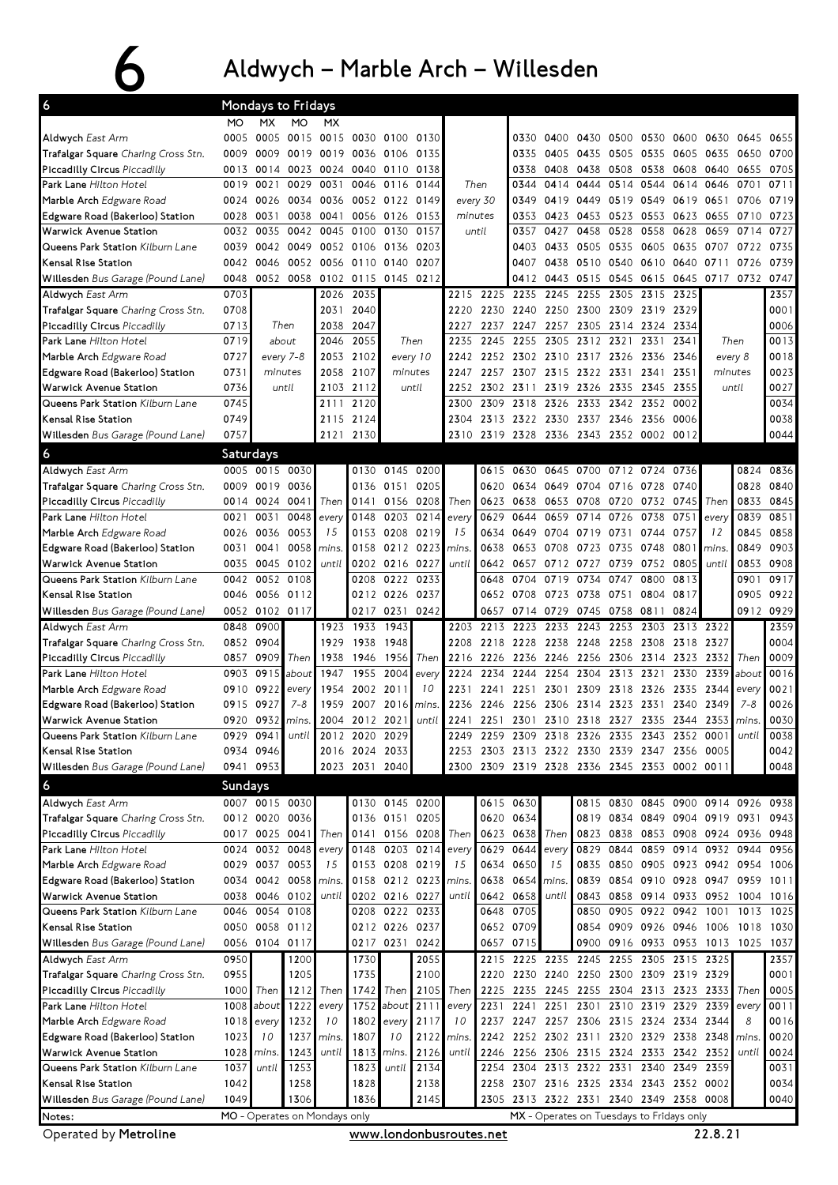# 6 Aldwych – Marble Arch – Willesden

## Mondays to Fridays

| 6 | MO | MX | MO | MX | | | | | | | | | | | | | |
|---|---|---|---|---|---|---|---|---|---|---|---|---|---|---|---|---|---|
| **Aldwych** *East Arm* | 0005 | 0005 | 0015 | 0015 | 0030 | 0100 | 0130 | | 0330 | 0400 | 0430 | 0500 | 0530 | 0600 | 0630 | 0645 | 0655 |
| **Trafalgar Square** *Charing Cross Stn.* | 0009 | 0009 | 0019 | 0019 | 0036 | 0106 | 0135 | | 0335 | 0405 | 0435 | 0505 | 0535 | 0605 | 0635 | 0650 | 0700 |
| **Piccadilly Circus** *Piccadilly* | 0013 | 0014 | 0023 | 0024 | 0040 | 0110 | 0138 | | 0338 | 0408 | 0438 | 0508 | 0538 | 0608 | 0640 | 0655 | 0705 |
| **Park Lane** *Hilton Hotel* | 0019 | 0021 | 0029 | 0031 | 0046 | 0116 | 0144 | Then | 0344 | 0414 | 0444 | 0514 | 0544 | 0614 | 0646 | 0701 | 0711 |
| **Marble Arch** *Edgware Road* | 0024 | 0026 | 0034 | 0036 | 0052 | 0122 | 0149 | every 30 | 0349 | 0419 | 0449 | 0519 | 0549 | 0619 | 0651 | 0706 | 0719 |
| **Edgware Road (Bakerloo) Station** | 0028 | 0031 | 0038 | 0041 | 0056 | 0126 | 0153 | minutes | 0353 | 0423 | 0453 | 0523 | 0553 | 0623 | 0655 | 0710 | 0723 |
| **Warwick Avenue Station** | 0032 | 0035 | 0042 | 0045 | 0100 | 0130 | 0157 | until | 0357 | 0427 | 0458 | 0528 | 0558 | 0628 | 0659 | 0714 | 0727 |
| **Queens Park Station** *Kilburn Lane* | 0039 | 0042 | 0049 | 0052 | 0106 | 0136 | 0203 | | 0403 | 0433 | 0505 | 0535 | 0605 | 0635 | 0707 | 0722 | 0735 |
| **Kensal Rise Station** | 0042 | 0046 | 0052 | 0056 | 0110 | 0140 | 0207 | | 0407 | 0438 | 0510 | 0540 | 0610 | 0640 | 0711 | 0726 | 0739 |
| **Willesden** *Bus Garage (Pound Lane)* | 0048 | 0052 | 0058 | 0102 | 0115 | 0145 | 0212 | | 0412 | 0443 | 0515 | 0545 | 0615 | 0645 | 0717 | 0732 | 0747 |

| | | | | | | | | | | | | | | | |
|---|---|---|---|---|---|---|---|---|---|---|---|---|---|---|---|
| **Aldwych** *East Arm* | 0703 | | 2026 | 2035 | | 2215 | 2225 | 2235 | 2245 | 2255 | 2305 | 2315 | 2325 | | 2357 |
| **Trafalgar Square** *Charing Cross Stn.* | 0708 | | 2031 | 2040 | | 2220 | 2230 | 2240 | 2250 | 2300 | 2309 | 2319 | 2329 | | 0001 |
| **Piccadilly Circus** *Piccadilly* | 0713 | Then | 2038 | 2047 | | 2227 | 2237 | 2247 | 2257 | 2305 | 2314 | 2324 | 2334 | | 0006 |
| **Park Lane** *Hilton Hotel* | 0719 | about | 2046 | 2055 | Then | 2235 | 2245 | 2255 | 2305 | 2312 | 2321 | 2331 | 2341 | Then | 0013 |
| **Marble Arch** *Edgware Road* | 0727 | every 7-8 | 2053 | 2102 | every 10 | 2242 | 2252 | 2302 | 2310 | 2317 | 2326 | 2336 | 2346 | every 8 | 0018 |
| **Edgware Road (Bakerloo) Station** | 0731 | minutes | 2058 | 2107 | minutes | 2247 | 2257 | 2307 | 2315 | 2322 | 2331 | 2341 | 2351 | minutes | 0023 |
| **Warwick Avenue Station** | 0736 | until | 2103 | 2112 | until | 2252 | 2302 | 2311 | 2319 | 2326 | 2335 | 2345 | 2355 | until | 0027 |
| **Queens Park Station** *Kilburn Lane* | 0745 | | 2111 | 2120 | | 2300 | 2309 | 2318 | 2326 | 2333 | 2342 | 2352 | 0002 | | 0034 |
| **Kensal Rise Station** | 0749 | | 2115 | 2124 | | 2304 | 2313 | 2322 | 2330 | 2337 | 2346 | 2356 | 0006 | | 0038 |
| **Willesden** *Bus Garage (Pound Lane)* | 0757 | | 2121 | 2130 | | 2310 | 2319 | 2328 | 2336 | 2343 | 2352 | 0002 | 0012 | | 0044 |

## Saturdays

| 6 | | | | | | | | | | | | | | | | | | |
|---|---|---|---|---|---|---|---|---|---|---|---|---|---|---|---|---|---|---|
| **Aldwych** *East Arm* | 0005 | 0015 | 0030 | | 0130 | 0145 | 0200 | | 0615 | 0630 | 0645 | 0700 | 0712 | 0724 | 0736 | | 0824 | 0836 |
| **Trafalgar Square** *Charing Cross Stn.* | 0009 | 0019 | 0036 | | 0136 | 0151 | 0205 | | 0620 | 0634 | 0649 | 0704 | 0716 | 0728 | 0740 | | 0828 | 0840 |
| **Piccadilly Circus** *Piccadilly* | 0014 | 0024 | 0041 | Then | 0141 | 0156 | 0208 | Then | 0623 | 0638 | 0653 | 0708 | 0720 | 0732 | 0745 | Then | 0833 | 0845 |
| **Park Lane** *Hilton Hotel* | 0021 | 0031 | 0048 | every | 0148 | 0203 | 0214 | every | 0629 | 0644 | 0659 | 0714 | 0726 | 0738 | 0751 | every | 0839 | 0851 |
| **Marble Arch** *Edgware Road* | 0026 | 0036 | 0053 | 15 | 0153 | 0208 | 0219 | 15 | 0634 | 0649 | 0704 | 0719 | 0731 | 0744 | 0757 | 12 | 0845 | 0858 |
| **Edgware Road (Bakerloo) Station** | 0031 | 0041 | 0058 | mins. | 0158 | 0212 | 0223 | mins. | 0638 | 0653 | 0708 | 0723 | 0735 | 0748 | 0801 | mins. | 0849 | 0903 |
| **Warwick Avenue Station** | 0035 | 0045 | 0102 | until | 0202 | 0216 | 0227 | until | 0642 | 0657 | 0712 | 0727 | 0739 | 0752 | 0805 | until | 0853 | 0908 |
| **Queens Park Station** *Kilburn Lane* | 0042 | 0052 | 0108 | | 0208 | 0222 | 0233 | | 0648 | 0704 | 0719 | 0734 | 0747 | 0800 | 0813 | | 0901 | 0917 |
| **Kensal Rise Station** | 0046 | 0056 | 0112 | | 0212 | 0226 | 0237 | | 0652 | 0708 | 0723 | 0738 | 0751 | 0804 | 0817 | | 0905 | 0922 |
| **Willesden** *Bus Garage (Pound Lane)* | 0052 | 0102 | 0117 | | 0217 | 0231 | 0242 | | 0657 | 0714 | 0729 | 0745 | 0758 | 0811 | 0824 | | 0912 | 0929 |

| | | | | | | | | | | | | | | | | | |
|---|---|---|---|---|---|---|---|---|---|---|---|---|---|---|---|---|---|
| **Aldwych** *East Arm* | 0848 | 0900 | | 1923 | 1933 | 1943 | | 2203 | 2213 | 2223 | 2233 | 2243 | 2253 | 2303 | 2313 | 2322 | | 2359 |
| **Trafalgar Square** *Charing Cross Stn.* | 0852 | 0904 | | 1929 | 1938 | 1948 | | 2208 | 2218 | 2228 | 2238 | 2248 | 2258 | 2308 | 2318 | 2327 | | 0004 |
| **Piccadilly Circus** *Piccadilly* | 0857 | 0909 | Then | 1938 | 1946 | 1956 | Then | 2216 | 2226 | 2236 | 2246 | 2256 | 2306 | 2314 | 2323 | 2332 | Then | 0009 |
| **Park Lane** *Hilton Hotel* | 0903 | 0915 | about | 1947 | 1955 | 2004 | every | 2224 | 2234 | 2244 | 2254 | 2304 | 2313 | 2321 | 2330 | 2339 | about | 0016 |
| **Marble Arch** *Edgware Road* | 0910 | 0922 | every | 1954 | 2002 | 2011 | 10 | 2231 | 2241 | 2251 | 2301 | 2309 | 2318 | 2326 | 2335 | 2344 | every | 0021 |
| **Edgware Road (Bakerloo) Station** | 0915 | 0927 | 7-8 | 1959 | 2007 | 2016 | mins. | 2236 | 2246 | 2256 | 2306 | 2314 | 2323 | 2331 | 2340 | 2349 | 7-8 | 0026 |
| **Warwick Avenue Station** | 0920 | 0932 | mins. | 2004 | 2012 | 2021 | until | 2241 | 2251 | 2301 | 2310 | 2318 | 2327 | 2335 | 2344 | 2353 | mins. | 0030 |
| **Queens Park Station** *Kilburn Lane* | 0929 | 0941 | until | 2012 | 2020 | 2029 | | 2249 | 2259 | 2309 | 2318 | 2326 | 2335 | 2343 | 2352 | 0001 | until | 0038 |
| **Kensal Rise Station** | 0934 | 0946 | | 2016 | 2024 | 2033 | | 2253 | 2303 | 2313 | 2322 | 2330 | 2339 | 2347 | 2356 | 0005 | | 0042 |
| **Willesden** *Bus Garage (Pound Lane)* | 0941 | 0953 | | 2023 | 2031 | 2040 | | 2300 | 2309 | 2319 | 2328 | 2336 | 2345 | 2353 | 0002 | 0011 | | 0048 |

## Sundays

| 6 | | | | | | | | | | | | | | | | | | |
|---|---|---|---|---|---|---|---|---|---|---|---|---|---|---|---|---|---|---|
| **Aldwych** *East Arm* | 0007 | 0015 | 0030 | | 0130 | 0145 | 0200 | | 0615 | 0630 | | 0815 | 0830 | 0845 | 0900 | 0914 | 0926 | 0938 |
| **Trafalgar Square** *Charing Cross Stn.* | 0012 | 0020 | 0036 | | 0136 | 0151 | 0205 | | 0620 | 0634 | | 0819 | 0834 | 0849 | 0904 | 0919 | 0931 | 0943 |
| **Piccadilly Circus** *Piccadilly* | 0017 | 0025 | 0041 | Then | 0141 | 0156 | 0208 | Then | 0623 | 0638 | Then | 0823 | 0838 | 0853 | 0908 | 0924 | 0936 | 0948 |
| **Park Lane** *Hilton Hotel* | 0024 | 0032 | 0048 | every | 0148 | 0203 | 0214 | every | 0629 | 0644 | every | 0829 | 0844 | 0859 | 0914 | 0932 | 0944 | 0956 |
| **Marble Arch** *Edgware Road* | 0029 | 0037 | 0053 | 15 | 0153 | 0208 | 0219 | 15 | 0634 | 0650 | 15 | 0835 | 0850 | 0905 | 0923 | 0942 | 0954 | 1006 |
| **Edgware Road (Bakerloo) Station** | 0034 | 0042 | 0058 | mins. | 0158 | 0212 | 0223 | mins. | 0638 | 0654 | mins. | 0839 | 0854 | 0910 | 0928 | 0947 | 0959 | 1011 |
| **Warwick Avenue Station** | 0038 | 0046 | 0102 | until | 0202 | 0216 | 0227 | until | 0642 | 0658 | until | 0843 | 0858 | 0914 | 0933 | 0952 | 1004 | 1016 |
| **Queens Park Station** *Kilburn Lane* | 0046 | 0054 | 0108 | | 0208 | 0222 | 0233 | | 0648 | 0705 | | 0850 | 0905 | 0922 | 0942 | 1001 | 1013 | 1025 |
| **Kensal Rise Station** | 0050 | 0058 | 0112 | | 0212 | 0226 | 0237 | | 0652 | 0709 | | 0854 | 0909 | 0926 | 0946 | 1006 | 1018 | 1030 |
| **Willesden** *Bus Garage (Pound Lane)* | 0056 | 0104 | 0117 | | 0217 | 0231 | 0242 | | 0657 | 0715 | | 0900 | 0916 | 0933 | 0953 | 1013 | 1025 | 1037 |

| | | | | | | | | | | | | | | | | | |
|---|---|---|---|---|---|---|---|---|---|---|---|---|---|---|---|---|---|
| **Aldwych** *East Arm* | 0950 | | 1200 | | 1730 | | 2055 | | 2215 | 2225 | 2235 | 2245 | 2255 | 2305 | 2315 | 2325 | | 2357 |
| **Trafalgar Square** *Charing Cross Stn.* | 0955 | | 1205 | | 1735 | | 2100 | | 2220 | 2230 | 2240 | 2250 | 2300 | 2309 | 2319 | 2329 | | 0001 |
| **Piccadilly Circus** *Piccadilly* | 1000 | Then | 1212 | Then | 1742 | Then | 2105 | Then | 2225 | 2235 | 2245 | 2255 | 2304 | 2313 | 2323 | 2333 | Then | 0005 |
| **Park Lane** *Hilton Hotel* | 1008 | about | 1222 | every | 1752 | about | 2111 | every | 2231 | 2241 | 2251 | 2301 | 2310 | 2319 | 2329 | 2339 | every | 0011 |
| **Marble Arch** *Edgware Road* | 1018 | every | 1232 | 10 | 1802 | every | 2117 | 10 | 2237 | 2247 | 2257 | 2306 | 2315 | 2324 | 2334 | 2344 | 8 | 0016 |
| **Edgware Road (Bakerloo) Station** | 1023 | 10 | 1237 | mins. | 1807 | 10 | 2122 | mins. | 2242 | 2252 | 2302 | 2311 | 2320 | 2329 | 2338 | 2348 | mins. | 0020 |
| **Warwick Avenue Station** | 1028 | mins. | 1243 | until | 1813 | mins. | 2126 | until | 2246 | 2256 | 2306 | 2315 | 2324 | 2333 | 2342 | 2352 | until | 0024 |
| **Queens Park Station** *Kilburn Lane* | 1037 | until | 1253 | | 1823 | until | 2134 | | 2254 | 2304 | 2313 | 2322 | 2331 | 2340 | 2349 | 2359 | | 0031 |
| **Kensal Rise Station** | 1042 | | 1258 | | 1828 | | 2138 | | 2258 | 2307 | 2316 | 2325 | 2334 | 2343 | 2352 | 0002 | | 0034 |
| **Willesden** *Bus Garage (Pound Lane)* | 1049 | | 1306 | | 1836 | | 2145 | | 2305 | 2313 | 2322 | 2331 | 2340 | 2349 | 2358 | 0008 | | 0040 |

**Notes:** MO - Operates on Mondays only; MX - Operates on Tuesdays to Fridays only

Operated by **Metroline**

www.londonbusroutes.net

22.8.21